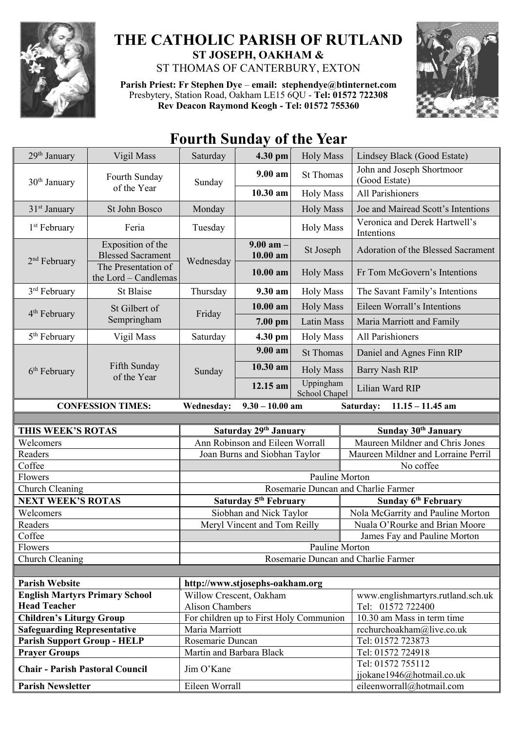# THE CATHOLIC PARISH OF RUTLAND

**ST JOSEPH, OAKHAM &**

ST THOMAS OF CANTERBURY, EXTON

**Parish Priest: Fr Stephen Dye** – **email: stephendye@btinternet.com**
Presbytery, Station Road, Oakham LE15 6QU - **Tel: 01572 722308**
**Rev Deacon Raymond Keogh - Tel: 01572 755360**

## Fourth Sunday of the Year

| Date | Feast | Day | Time | Service | Intention |
|---|---|---|---|---|---|
| 29th January | Vigil Mass | Saturday | **4.30 pm** | Holy Mass | Lindsey Black (Good Estate) |
| 30th January | Fourth Sunday of the Year | Sunday | **9.00 am** | St Thomas | John and Joseph Shortmoor (Good Estate) |
| | | | **10.30 am** | Holy Mass | All Parishioners |
| 31st January | St John Bosco | Monday | | Holy Mass | Joe and Mairead Scott's Intentions |
| 1st February | Feria | Tuesday | | Holy Mass | Veronica and Derek Hartwell's Intentions |
| 2nd February | Exposition of the Blessed Sacrament | Wednesday | **9.00 am – 10.00 am** | St Joseph | Adoration of the Blessed Sacrament |
| | The Presentation of the Lord – Candlemas | | **10.00 am** | Holy Mass | Fr Tom McGovern's Intentions |
| 3rd February | St Blaise | Thursday | **9.30 am** | Holy Mass | The Savant Family's Intentions |
| 4th February | St Gilbert of Sempringham | Friday | **10.00 am** | Holy Mass | Eileen Worrall's Intentions |
| | | | **7.00 pm** | Latin Mass | Maria Marriott and Family |
| 5th February | Vigil Mass | Saturday | **4.30 pm** | Holy Mass | All Parishioners |
| 6th February | Fifth Sunday of the Year | Sunday | **9.00 am** | St Thomas | Daniel and Agnes Finn RIP |
| | | | **10.30 am** | Holy Mass | Barry Nash RIP |
| | | | **12.15 am** | Uppingham School Chapel | Lilian Ward RIP |

**CONFESSION TIMES:** **Wednesday:** **9.30 – 10.00 am** **Saturday:** **11.15 – 11.45 am**

| **THIS WEEK'S ROTAS** | **Saturday 29th January** | **Sunday 30th January** |
|---|---|---|
| Welcomers | Ann Robinson and Eileen Worrall | Maureen Mildner and Chris Jones |
| Readers | Joan Burns and Siobhan Taylor | Maureen Mildner and Lorraine Perril |
| Coffee | | No coffee |
| Flowers | Pauline Morton | |
| Church Cleaning | Rosemarie Duncan and Charlie Farmer | |
| **NEXT WEEK'S ROTAS** | **Saturday 5th February** | **Sunday 6th February** |
| Welcomers | Siobhan and Nick Taylor | Nola McGarrity and Pauline Morton |
| Readers | Meryl Vincent and Tom Reilly | Nuala O'Rourke and Brian Moore |
| Coffee | | James Fay and Pauline Morton |
| Flowers | Pauline Morton | |
| Church Cleaning | Rosemarie Duncan and Charlie Farmer | |

| | | |
|---|---|---|
| **Parish Website** | **http://www.stjosephs-oakham.org** | |
| **English Martyrs Primary School Head Teacher** | Willow Crescent, Oakham Alison Chambers | www.englishmartyrs.rutland.sch.uk Tel: 01572 722400 |
| **Children's Liturgy Group** | For children up to First Holy Communion | 10.30 am Mass in term time |
| **Safeguarding Representative** | Maria Marriott | rcchurchoakham@live.co.uk |
| **Parish Support Group - HELP** | Rosemarie Duncan | Tel: 01572 723873 |
| **Prayer Groups** | Martin and Barbara Black | Tel: 01572 724918 |
| **Chair - Parish Pastoral Council** | Jim O'Kane | Tel: 01572 755112 jjokane1946@hotmail.co.uk |
| **Parish Newsletter** | Eileen Worrall | eileenworrall@hotmail.com |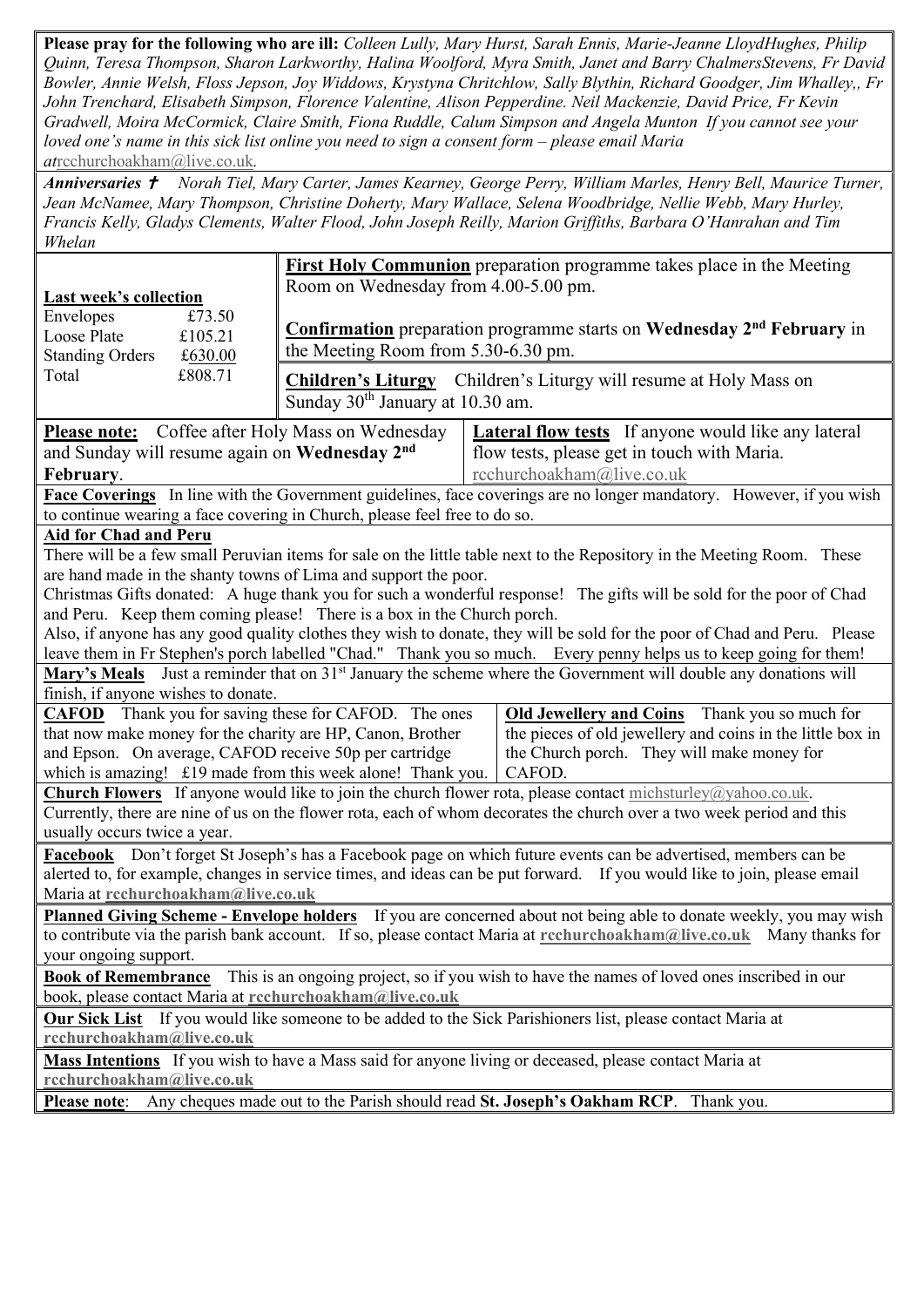**Please pray for the following who are ill:** *Colleen Lully, Mary Hurst, Sarah Ennis, Marie-Jeanne LloydHughes, Philip Quinn, Teresa Thompson, Sharon Larkworthy, Halina Woolford, Myra Smith, Janet and Barry ChalmersStevens, Fr David Bowler, Annie Welsh, Floss Jepson, Joy Widdows, Krystyna Chritchlow, Sally Blythin, Richard Goodger, Jim Whalley,, Fr John Trenchard, Elisabeth Simpson, Florence Valentine, Alison Pepperdine. Neil Mackenzie, David Price, Fr Kevin Gradwell, Moira McCormick, Claire Smith, Fiona Ruddle, Calum Simpson and Angela Munton If you cannot see your loved one's name in this sick list online you need to sign a consent form – please email Maria at*rcchurchoakham@live.co.uk.

***Anniversaries ✝*** *Norah Tiel, Mary Carter, James Kearney, George Perry, William Marles, Henry Bell, Maurice Turner, Jean McNamee, Mary Thompson, Christine Doherty, Mary Wallace, Selena Woodbridge, Nellie Webb, Mary Hurley, Francis Kelly, Gladys Clements, Walter Flood, John Joseph Reilly, Marion Griffiths, Barbara O'Hanrahan and Tim Whelan*

**Last week's collection**

| | |
|---|---|
| Envelopes | £73.50 |
| Loose Plate | £105.21 |
| Standing Orders | £630.00 |
| Total | £808.71 |

**First Holy Communion** preparation programme takes place in the Meeting Room on Wednesday from 4.00-5.00 pm.

**Confirmation** preparation programme starts on **Wednesday 2nd February** in the Meeting Room from 5.30-6.30 pm.

**Children's Liturgy** Children's Liturgy will resume at Holy Mass on Sunday 30th January at 10.30 am.

**Please note:** Coffee after Holy Mass on Wednesday and Sunday will resume again on **Wednesday 2nd February**.

**Lateral flow tests** If anyone would like any lateral flow tests, please get in touch with Maria. rcchurchoakham@live.co.uk

**Face Coverings** In line with the Government guidelines, face coverings are no longer mandatory. However, if you wish to continue wearing a face covering in Church, please feel free to do so.

**Aid for Chad and Peru**

There will be a few small Peruvian items for sale on the little table next to the Repository in the Meeting Room. These are hand made in the shanty towns of Lima and support the poor.

Christmas Gifts donated: A huge thank you for such a wonderful response! The gifts will be sold for the poor of Chad and Peru. Keep them coming please! There is a box in the Church porch.

Also, if anyone has any good quality clothes they wish to donate, they will be sold for the poor of Chad and Peru. Please leave them in Fr Stephen's porch labelled "Chad." Thank you so much. Every penny helps us to keep going for them!

**Mary's Meals** Just a reminder that on 31st January the scheme where the Government will double any donations will finish, if anyone wishes to donate.

**CAFOD** Thank you for saving these for CAFOD. The ones that now make money for the charity are HP, Canon, Brother and Epson. On average, CAFOD receive 50p per cartridge which is amazing! £19 made from this week alone! Thank you.

**Old Jewellery and Coins** Thank you so much for the pieces of old jewellery and coins in the little box in the Church porch. They will make money for CAFOD.

**Church Flowers** If anyone would like to join the church flower rota, please contact michsturley@yahoo.co.uk. Currently, there are nine of us on the flower rota, each of whom decorates the church over a two week period and this usually occurs twice a year.

**Facebook** Don't forget St Joseph's has a Facebook page on which future events can be advertised, members can be alerted to, for example, changes in service times, and ideas can be put forward. If you would like to join, please email Maria at **rcchurchoakham@live.co.uk**

**Planned Giving Scheme - Envelope holders** If you are concerned about not being able to donate weekly, you may wish to contribute via the parish bank account. If so, please contact Maria at **rcchurchoakham@live.co.uk** Many thanks for your ongoing support.

**Book of Remembrance** This is an ongoing project, so if you wish to have the names of loved ones inscribed in our book, please contact Maria at **rcchurchoakham@live.co.uk**

**Our Sick List** If you would like someone to be added to the Sick Parishioners list, please contact Maria at **rcchurchoakham@live.co.uk**

**Mass Intentions** If you wish to have a Mass said for anyone living or deceased, please contact Maria at **rcchurchoakham@live.co.uk**

**Please note**: Any cheques made out to the Parish should read **St. Joseph's Oakham RCP**. Thank you.